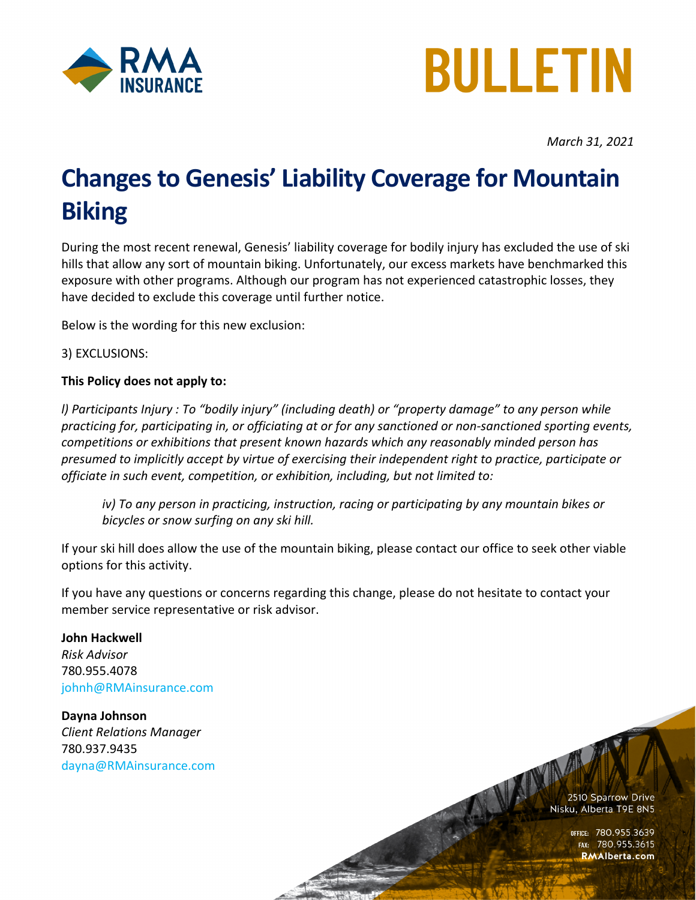RMA INSURANCE

# BULLETIN

*March 31, 2021*

# Changes to Genesis' Liability Coverage for Mountain Biking

During the most recent renewal, Genesis' liability coverage for bodily injury has excluded the use of ski hills that allow any sort of mountain biking. Unfortunately, our excess markets have benchmarked this exposure with other programs. Although our program has not experienced catastrophic losses, they have decided to exclude this coverage until further notice.

Below is the wording for this new exclusion:

3) EXCLUSIONS:

**This Policy does not apply to:**

*l) Participants Injury : To "bodily injury" (including death) or "property damage" to any person while practicing for, participating in, or officiating at or for any sanctioned or non-sanctioned sporting events, competitions or exhibitions that present known hazards which any reasonably minded person has presumed to implicitly accept by virtue of exercising their independent right to practice, participate or officiate in such event, competition, or exhibition, including, but not limited to:*

> *iv) To any person in practicing, instruction, racing or participating by any mountain bikes or bicycles or snow surfing on any ski hill.*

If your ski hill does allow the use of the mountain biking, please contact our office to seek other viable options for this activity.

If you have any questions or concerns regarding this change, please do not hesitate to contact your member service representative or risk advisor.

**John Hackwell**
*Risk Advisor*
780.955.4078
johnh@RMAinsurance.com

**Dayna Johnson**
*Client Relations Manager*
780.937.9435
dayna@RMAinsurance.com

2510 Sparrow Drive
Nisku, Alberta T9E 8N5

OFFICE: 780.955.3639
FAX: 780.955.3615
**RMAlberta.com**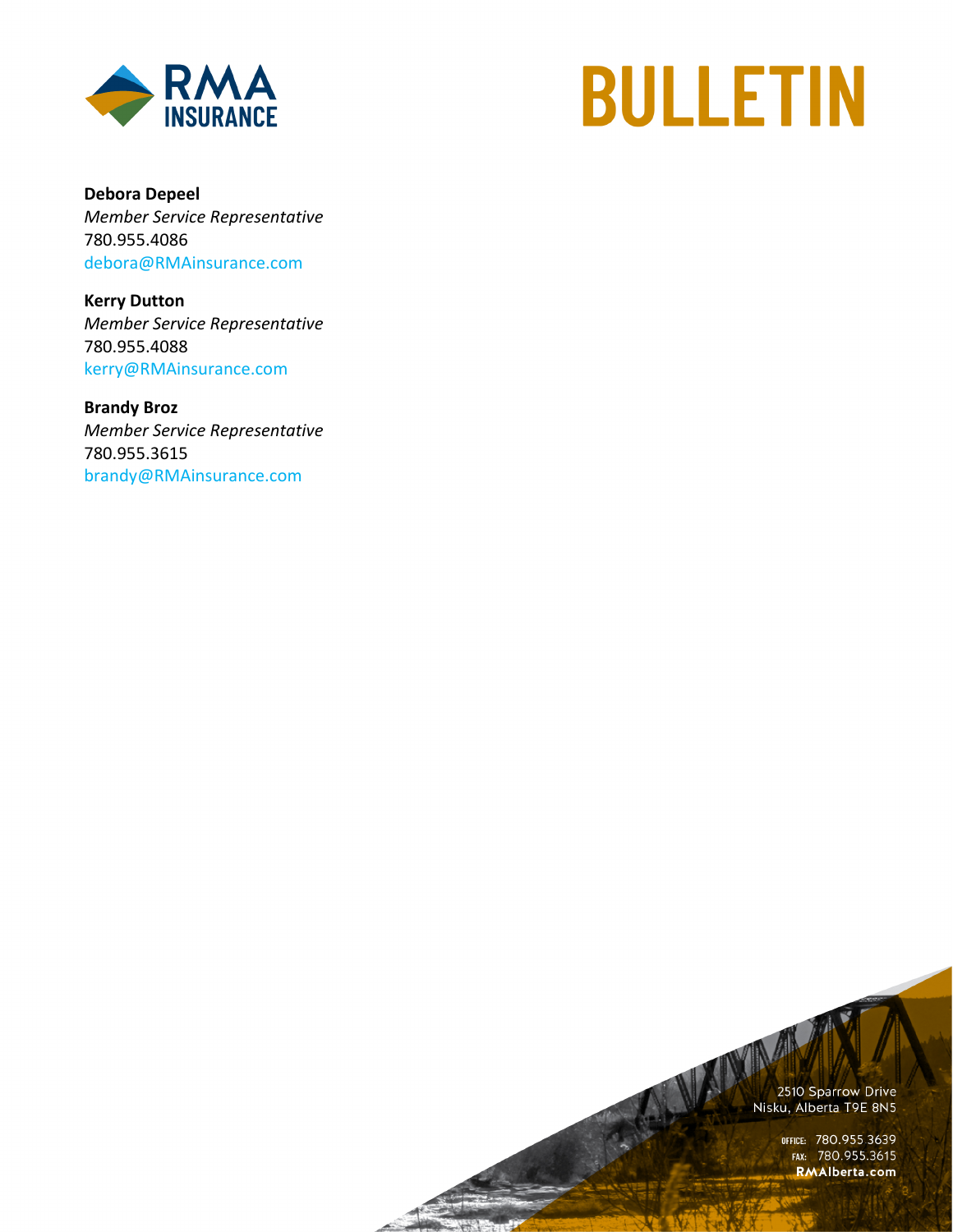# BULLETIN

**Debora Depeel**
*Member Service Representative*
780.955.4086
debora@RMAinsurance.com

**Kerry Dutton**
*Member Service Representative*
780.955.4088
kerry@RMAinsurance.com

**Brandy Broz**
*Member Service Representative*
780.955.3615
brandy@RMAinsurance.com

2510 Sparrow Drive
Nisku, Alberta T9E 8N5

OFFICE: 780.955 3639
FAX: 780.955.3615
**RMAlberta.com**